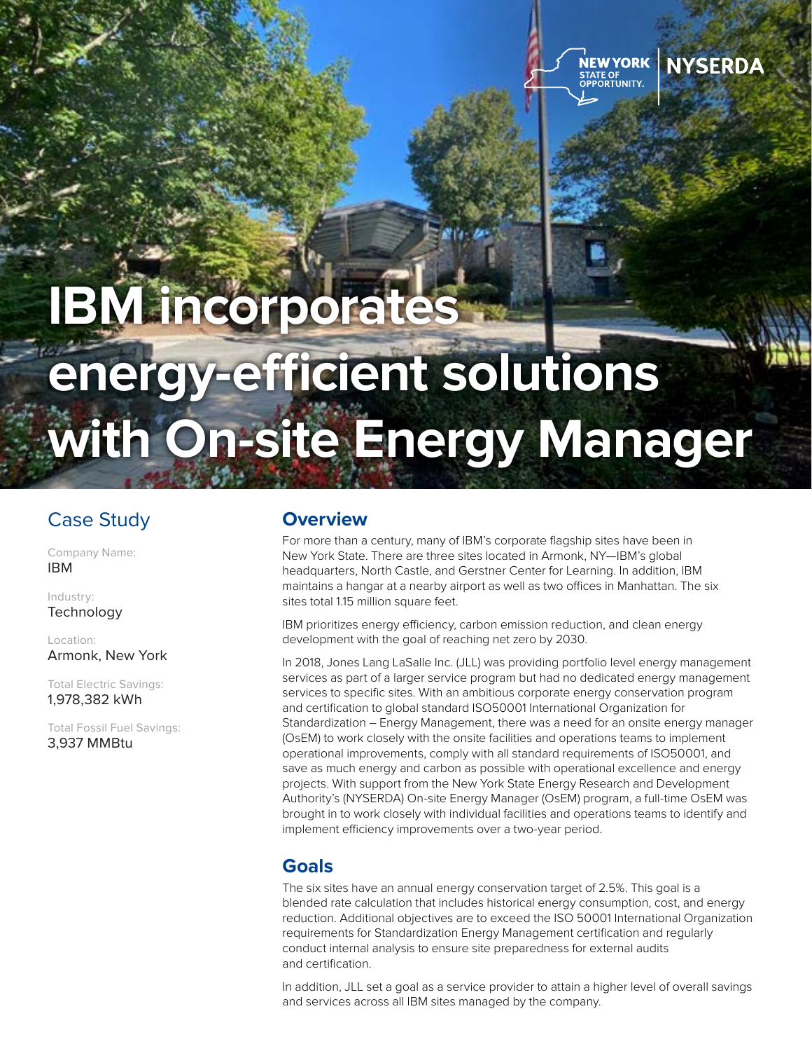NEW YORK STATE OF OPPORTUNITY. | NYSERDA

# IBM incorporates energy-efficient solutions with On-site Energy Manager

## Case Study

Company Name:
IBM

Industry:
Technology

Location:
Armonk, New York

Total Electric Savings:
1,978,382 kWh

Total Fossil Fuel Savings:
3,937 MMBtu

## Overview

For more than a century, many of IBM's corporate flagship sites have been in New York State. There are three sites located in Armonk, NY—IBM's global headquarters, North Castle, and Gerstner Center for Learning. In addition, IBM maintains a hangar at a nearby airport as well as two offices in Manhattan. The six sites total 1.15 million square feet.

IBM prioritizes energy efficiency, carbon emission reduction, and clean energy development with the goal of reaching net zero by 2030.

In 2018, Jones Lang LaSalle Inc. (JLL) was providing portfolio level energy management services as part of a larger service program but had no dedicated energy management services to specific sites. With an ambitious corporate energy conservation program and certification to global standard ISO50001 International Organization for Standardization – Energy Management, there was a need for an onsite energy manager (OsEM) to work closely with the onsite facilities and operations teams to implement operational improvements, comply with all standard requirements of ISO50001, and save as much energy and carbon as possible with operational excellence and energy projects. With support from the New York State Energy Research and Development Authority's (NYSERDA) On-site Energy Manager (OsEM) program, a full-time OsEM was brought in to work closely with individual facilities and operations teams to identify and implement efficiency improvements over a two-year period.

## Goals

The six sites have an annual energy conservation target of 2.5%. This goal is a blended rate calculation that includes historical energy consumption, cost, and energy reduction. Additional objectives are to exceed the ISO 50001 International Organization requirements for Standardization Energy Management certification and regularly conduct internal analysis to ensure site preparedness for external audits and certification.

In addition, JLL set a goal as a service provider to attain a higher level of overall savings and services across all IBM sites managed by the company.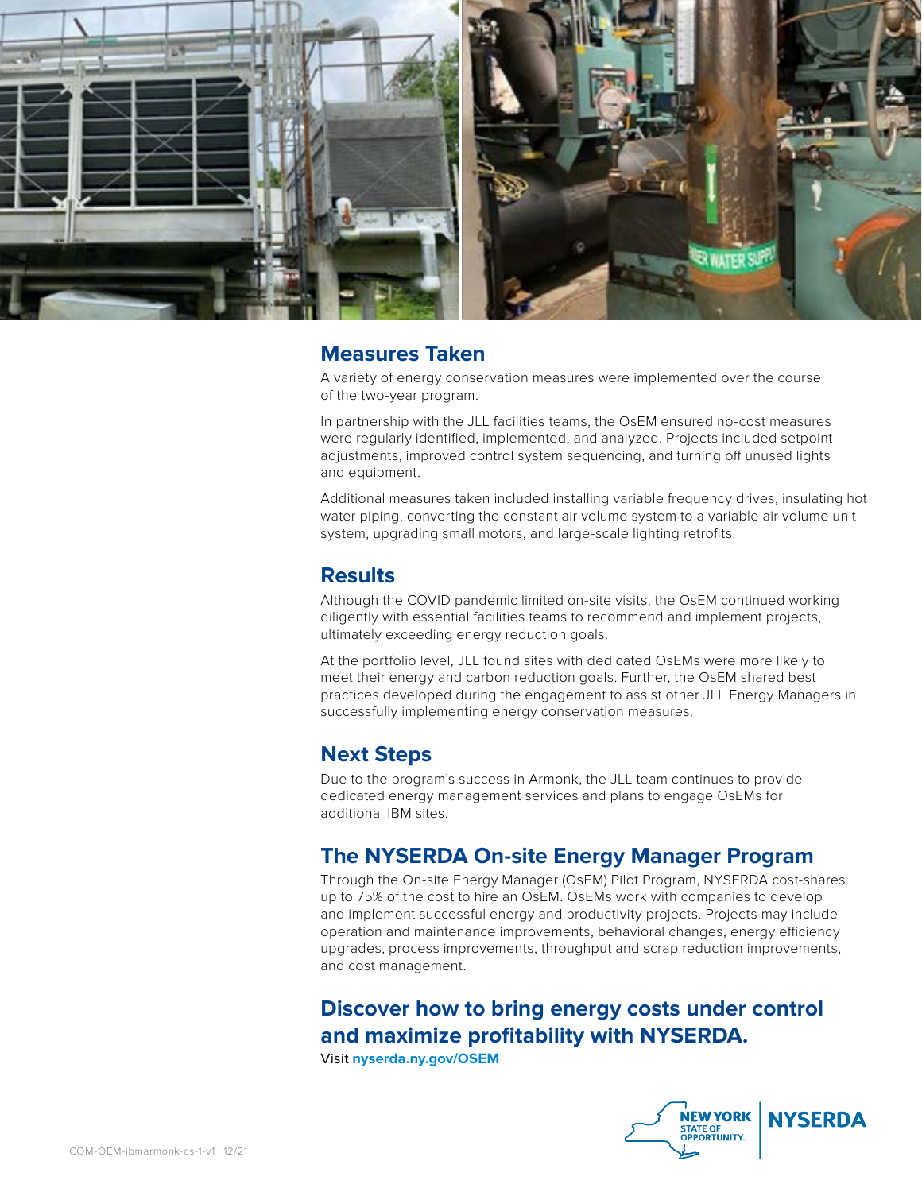## Measures Taken

A variety of energy conservation measures were implemented over the course of the two-year program.

In partnership with the JLL facilities teams, the OsEM ensured no-cost measures were regularly identified, implemented, and analyzed. Projects included setpoint adjustments, improved control system sequencing, and turning off unused lights and equipment.

Additional measures taken included installing variable frequency drives, insulating hot water piping, converting the constant air volume system to a variable air volume unit system, upgrading small motors, and large-scale lighting retrofits.

## Results

Although the COVID pandemic limited on-site visits, the OsEM continued working diligently with essential facilities teams to recommend and implement projects, ultimately exceeding energy reduction goals.

At the portfolio level, JLL found sites with dedicated OsEMs were more likely to meet their energy and carbon reduction goals. Further, the OsEM shared best practices developed during the engagement to assist other JLL Energy Managers in successfully implementing energy conservation measures.

## Next Steps

Due to the program's success in Armonk, the JLL team continues to provide dedicated energy management services and plans to engage OsEMs for additional IBM sites.

## The NYSERDA On-site Energy Manager Program

Through the On-site Energy Manager (OsEM) Pilot Program, NYSERDA cost-shares up to 75% of the cost to hire an OsEM. OsEMs work with companies to develop and implement successful energy and productivity projects. Projects may include operation and maintenance improvements, behavioral changes, energy efficiency upgrades, process improvements, throughput and scrap reduction improvements, and cost management.

## Discover how to bring energy costs under control and maximize profitability with NYSERDA.

Visit **nyserda.ny.gov/OSEM**

COM-OEM-ibmarmonk-cs-1-v1 12/21